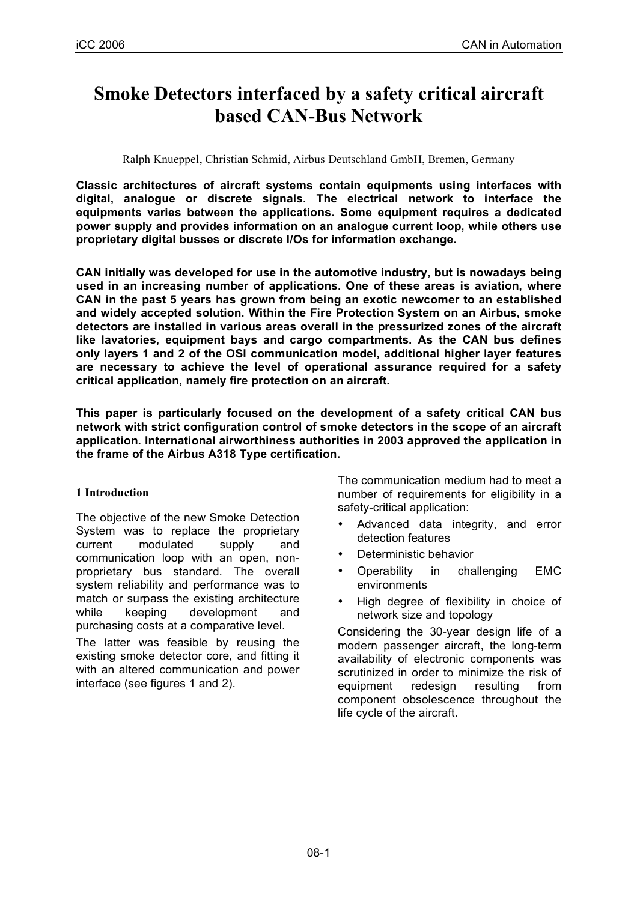# Smoke Detectors interfaced by a safety critical aircraft based CAN-Bus Network

Ralph Knueppel, Christian Schmid, Airbus Deutschland GmbH, Bremen, Germany

**Classic architectures of aircraft systems contain equipments using interfaces with digital, analogue or discrete signals. The electrical network to interface the equipments varies between the applications. Some equipment requires a dedicated power supply and provides information on an analogue current loop, while others use proprietary digital busses or discrete I/Os for information exchange.**

**CAN initially was developed for use in the automotive industry, but is nowadays being used in an increasing number of applications. One of these areas is aviation, where CAN in the past 5 years has grown from being an exotic newcomer to an established and widely accepted solution. Within the Fire Protection System on an Airbus, smoke detectors are installed in various areas overall in the pressurized zones of the aircraft like lavatories, equipment bays and cargo compartments. As the CAN bus defines only layers 1 and 2 of the OSI communication model, additional higher layer features are necessary to achieve the level of operational assurance required for a safety critical application, namely fire protection on an aircraft.**

**This paper is particularly focused on the development of a safety critical CAN bus network with strict configuration control of smoke detectors in the scope of an aircraft application. International airworthiness authorities in 2003 approved the application in the frame of the Airbus A318 Type certification.**

## 1 Introduction

The objective of the new Smoke Detection System was to replace the proprietary current modulated supply and communication loop with an open, non-proprietary bus standard. The overall system reliability and performance was to match or surpass the existing architecture while keeping development and purchasing costs at a comparative level.

The latter was feasible by reusing the existing smoke detector core, and fitting it with an altered communication and power interface (see figures 1 and 2).

The communication medium had to meet a number of requirements for eligibility in a safety-critical application:

- Advanced data integrity, and error detection features
- Deterministic behavior
- Operability in challenging EMC environments
- High degree of flexibility in choice of network size and topology

Considering the 30-year design life of a modern passenger aircraft, the long-term availability of electronic components was scrutinized in order to minimize the risk of equipment redesign resulting from component obsolescence throughout the life cycle of the aircraft.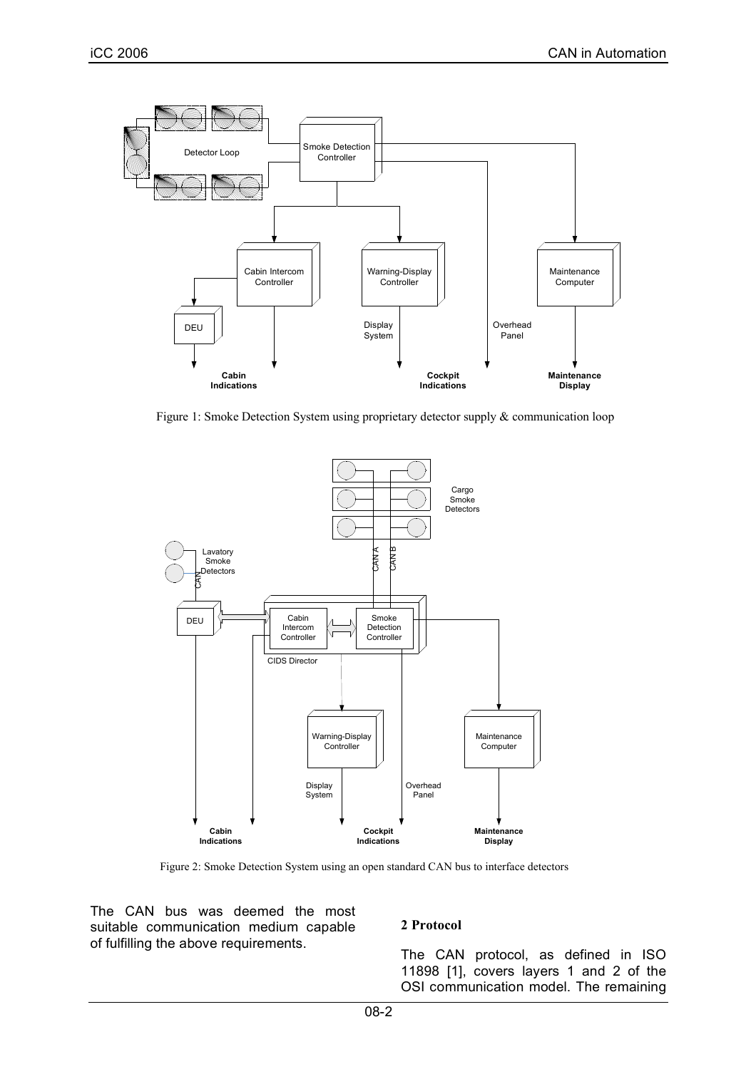Figure 1: Smoke Detection System using proprietary detector supply & communication loop

Figure 2: Smoke Detection System using an open standard CAN bus to interface detectors

The CAN bus was deemed the most suitable communication medium capable of fulfilling the above requirements.

## 2 Protocol

The CAN protocol, as defined in ISO 11898 [1], covers layers 1 and 2 of the OSI communication model. The remaining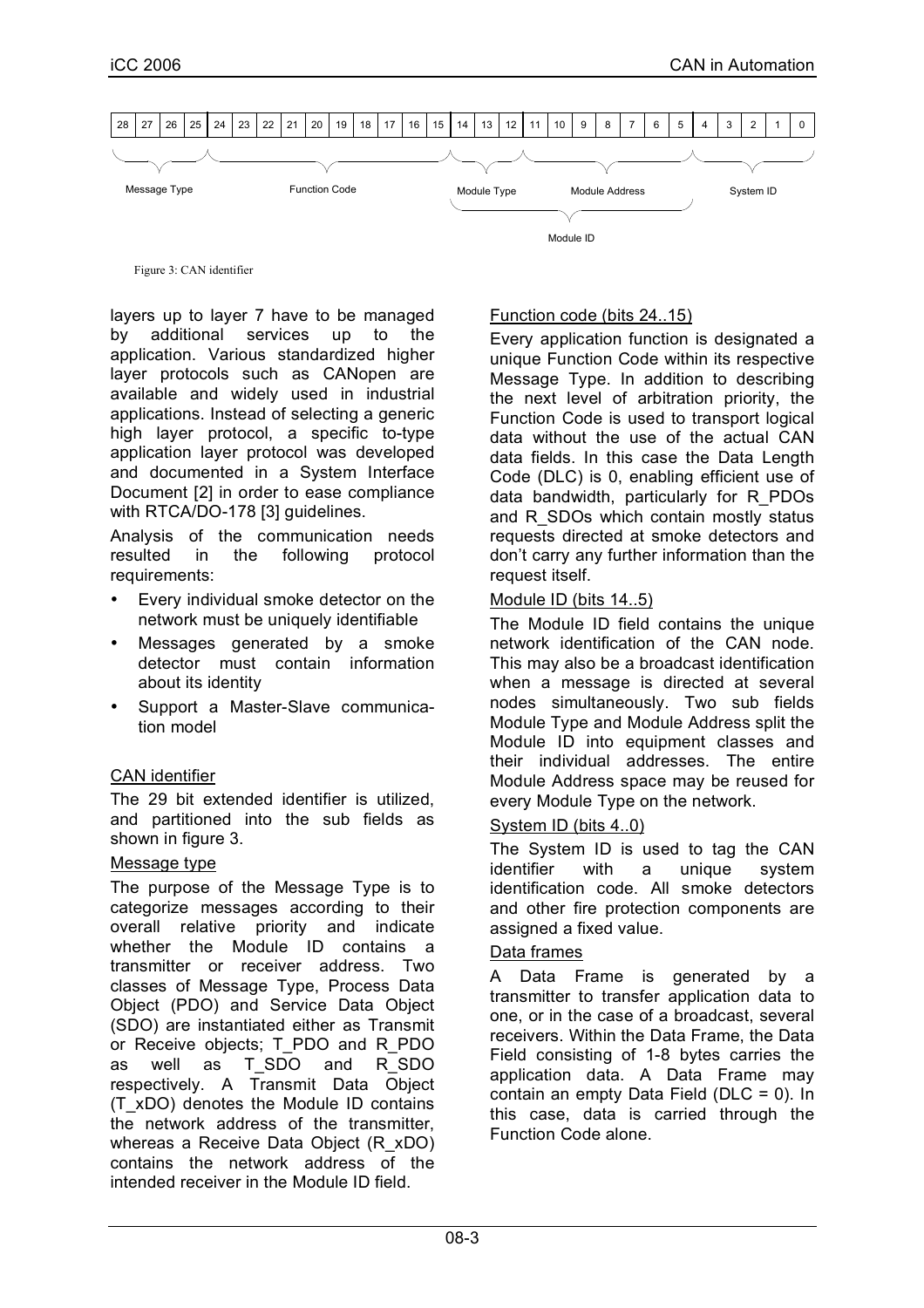| 28 | 27 | 26 | 25 | 24 | 23 | 22 | 21 | 20 | 19 | 18 | 17 | 16 | 15 | 14 | 13 | 12 | 11 | 10 | 9 | 8 | 7 | 6 | 5 | 4 | 3 | 2 | 1 | 0 |
|---|---|---|---|---|---|---|---|---|---|---|---|---|---|---|---|---|---|---|---|---|---|---|---|---|---|---|---|---|
| Message Type | | | | Function Code | | | | | | | | | | Module Type | | | | Module Address | | | | | | System ID | | | | |
| | | | | | | | | | | | | | | Module ID | | | | | | | | | | | | | | |

Figure 3: CAN identifier

layers up to layer 7 have to be managed by additional services up to the application. Various standardized higher layer protocols such as CANopen are available and widely used in industrial applications. Instead of selecting a generic high layer protocol, a specific to-type application layer protocol was developed and documented in a System Interface Document [2] in order to ease compliance with RTCA/DO-178 [3] guidelines.

Analysis of the communication needs resulted in the following protocol requirements:

- Every individual smoke detector on the network must be uniquely identifiable
- Messages generated by a smoke detector must contain information about its identity
- Support a Master-Slave communication model

### CAN identifier

The 29 bit extended identifier is utilized, and partitioned into the sub fields as shown in figure 3.

#### Message type

The purpose of the Message Type is to categorize messages according to their overall relative priority and indicate whether the Module ID contains a transmitter or receiver address. Two classes of Message Type, Process Data Object (PDO) and Service Data Object (SDO) are instantiated either as Transmit or Receive objects; T_PDO and R_PDO as well as T_SDO and R_SDO respectively. A Transmit Data Object (T_xDO) denotes the Module ID contains the network address of the transmitter, whereas a Receive Data Object (R_xDO) contains the network address of the intended receiver in the Module ID field.

#### Function code (bits 24..15)

Every application function is designated a unique Function Code within its respective Message Type. In addition to describing the next level of arbitration priority, the Function Code is used to transport logical data without the use of the actual CAN data fields. In this case the Data Length Code (DLC) is 0, enabling efficient use of data bandwidth, particularly for R_PDOs and R_SDOs which contain mostly status requests directed at smoke detectors and don't carry any further information than the request itself.

#### Module ID (bits 14..5)

The Module ID field contains the unique network identification of the CAN node. This may also be a broadcast identification when a message is directed at several nodes simultaneously. Two sub fields Module Type and Module Address split the Module ID into equipment classes and their individual addresses. The entire Module Address space may be reused for every Module Type on the network.

#### System ID (bits 4..0)

The System ID is used to tag the CAN identifier with a unique system identification code. All smoke detectors and other fire protection components are assigned a fixed value.

#### Data frames

A Data Frame is generated by a transmitter to transfer application data to one, or in the case of a broadcast, several receivers. Within the Data Frame, the Data Field consisting of 1-8 bytes carries the application data. A Data Frame may contain an empty Data Field (DLC = 0). In this case, data is carried through the Function Code alone.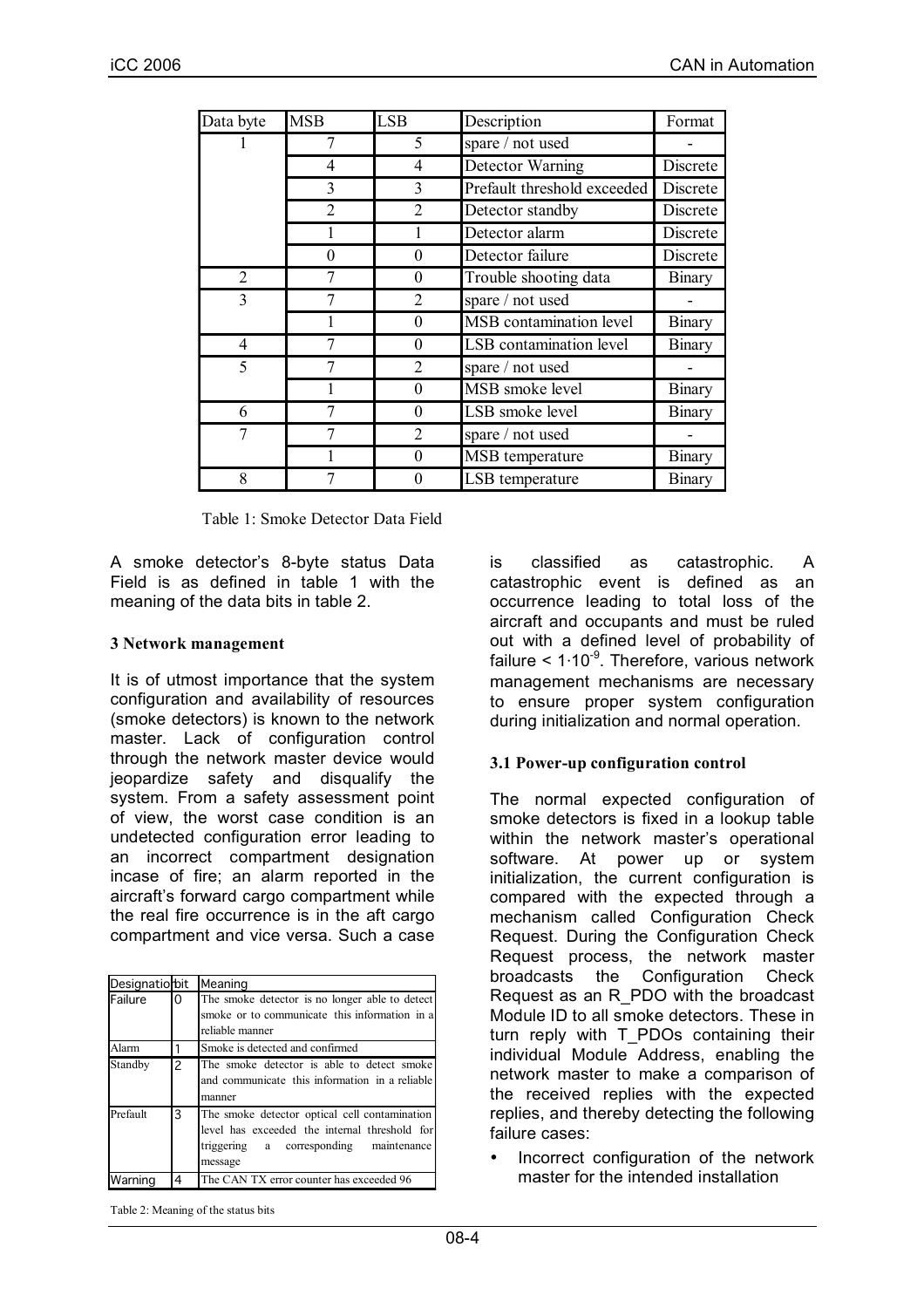| Data byte | MSB | LSB | Description | Format |
|---|---|---|---|---|
| 1 | 7 | 5 | spare / not used | - |
| | 4 | 4 | Detector Warning | Discrete |
| | 3 | 3 | Prefault threshold exceeded | Discrete |
| | 2 | 2 | Detector standby | Discrete |
| | 1 | 1 | Detector alarm | Discrete |
| | 0 | 0 | Detector failure | Discrete |
| 2 | 7 | 0 | Trouble shooting data | Binary |
| 3 | 7 | 2 | spare / not used | - |
| | 1 | 0 | MSB contamination level | Binary |
| 4 | 7 | 0 | LSB contamination level | Binary |
| 5 | 7 | 2 | spare / not used | - |
| | 1 | 0 | MSB smoke level | Binary |
| 6 | 7 | 0 | LSB smoke level | Binary |
| 7 | 7 | 2 | spare / not used | - |
| | 1 | 0 | MSB temperature | Binary |
| 8 | 7 | 0 | LSB temperature | Binary |

Table 1: Smoke Detector Data Field

A smoke detector's 8-byte status Data Field is as defined in table 1 with the meaning of the data bits in table 2.

**3 Network management**

It is of utmost importance that the system configuration and availability of resources (smoke detectors) is known to the network master. Lack of configuration control through the network master device would jeopardize safety and disqualify the system. From a safety assessment point of view, the worst case condition is an undetected configuration error leading to an incorrect compartment designation incase of fire; an alarm reported in the aircraft's forward cargo compartment while the real fire occurrence is in the aft cargo compartment and vice versa. Such a case is classified as catastrophic. A catastrophic event is defined as an occurrence leading to total loss of the aircraft and occupants and must be ruled out with a defined level of probability of failure < $1 \cdot 10^{-9}$. Therefore, various network management mechanisms are necessary to ensure proper system configuration during initialization and normal operation.

| Designation | bit | Meaning |
|---|---|---|
| Failure | 0 | The smoke detector is no longer able to detect smoke or to communicate this information in a reliable manner |
| Alarm | 1 | Smoke is detected and confirmed |
| Standby | 2 | The smoke detector is able to detect smoke and communicate this information in a reliable manner |
| Prefault | 3 | The smoke detector optical cell contamination level has exceeded the internal threshold for triggering a corresponding maintenance message |
| Warning | 4 | The CAN TX error counter has exceeded 96 |

Table 2: Meaning of the status bits

**3.1 Power-up configuration control**

The normal expected configuration of smoke detectors is fixed in a lookup table within the network master's operational software. At power up or system initialization, the current configuration is compared with the expected through a mechanism called Configuration Check Request. During the Configuration Check Request process, the network master broadcasts the Configuration Check Request as an R_PDO with the broadcast Module ID to all smoke detectors. These in turn reply with T_PDOs containing their individual Module Address, enabling the network master to make a comparison of the received replies with the expected replies, and thereby detecting the following failure cases:

- Incorrect configuration of the network master for the intended installation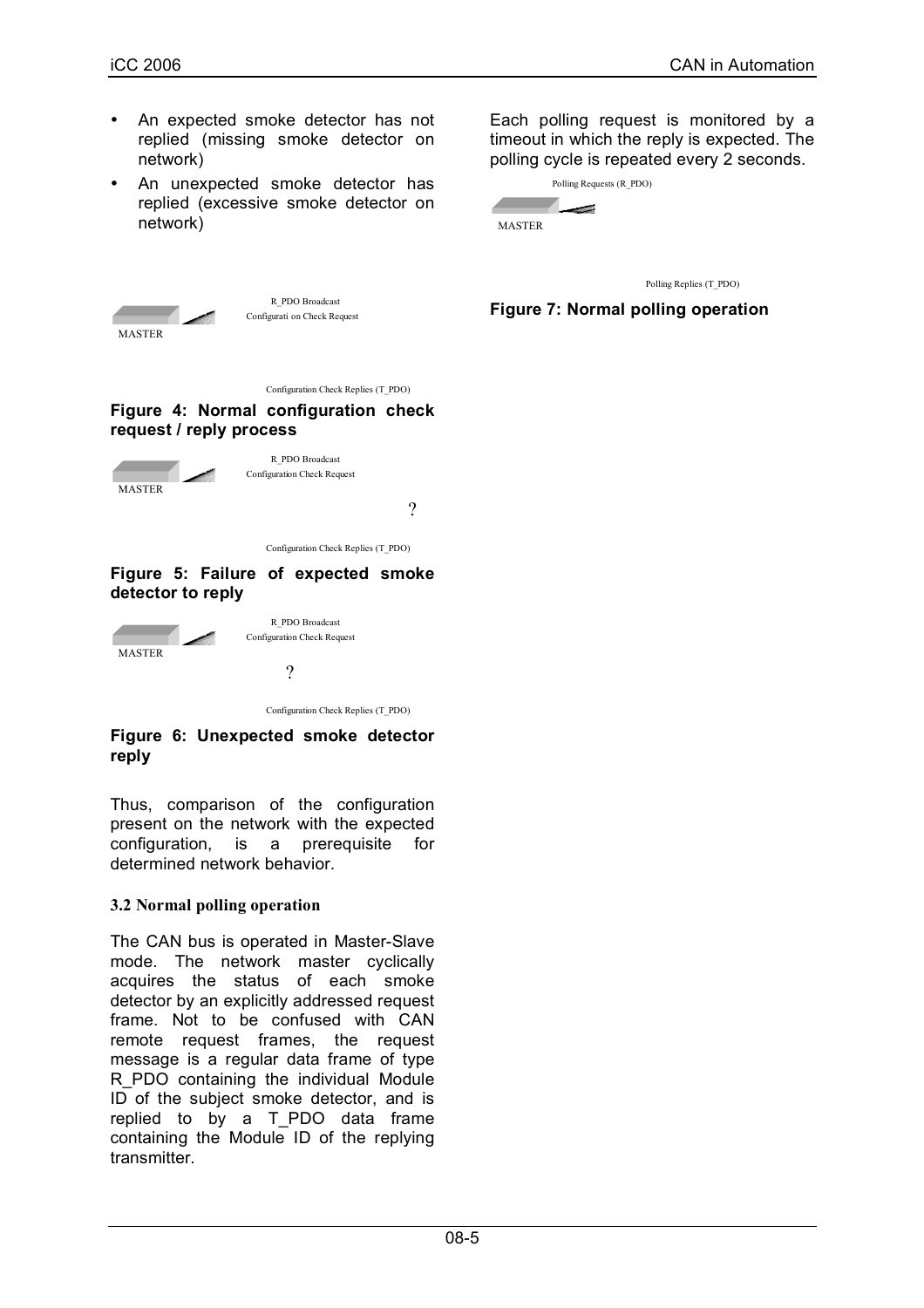- An expected smoke detector has not replied (missing smoke detector on network)
- An unexpected smoke detector has replied (excessive smoke detector on network)

MASTER

R_PDO Broadcast
Configurati on Check Request

Configuration Check Replies (T_PDO)

**Figure 4: Normal configuration check request / reply process**

MASTER

R_PDO Broadcast
Configuration Check Request

?

Configuration Check Replies (T_PDO)

**Figure 5: Failure of expected smoke detector to reply**

MASTER

R_PDO Broadcast
Configuration Check Request

?

Configuration Check Replies (T_PDO)

**Figure 6: Unexpected smoke detector reply**

Thus, comparison of the configuration present on the network with the expected configuration, is a prerequisite for determined network behavior.

### 3.2 Normal polling operation

The CAN bus is operated in Master-Slave mode. The network master cyclically acquires the status of each smoke detector by an explicitly addressed request frame. Not to be confused with CAN remote request frames, the request message is a regular data frame of type R_PDO containing the individual Module ID of the subject smoke detector, and is replied to by a T_PDO data frame containing the Module ID of the replying transmitter.

Each polling request is monitored by a timeout in which the reply is expected. The polling cycle is repeated every 2 seconds.

Polling Requests (R_PDO)

MASTER

Polling Replies (T_PDO)

**Figure 7: Normal polling operation**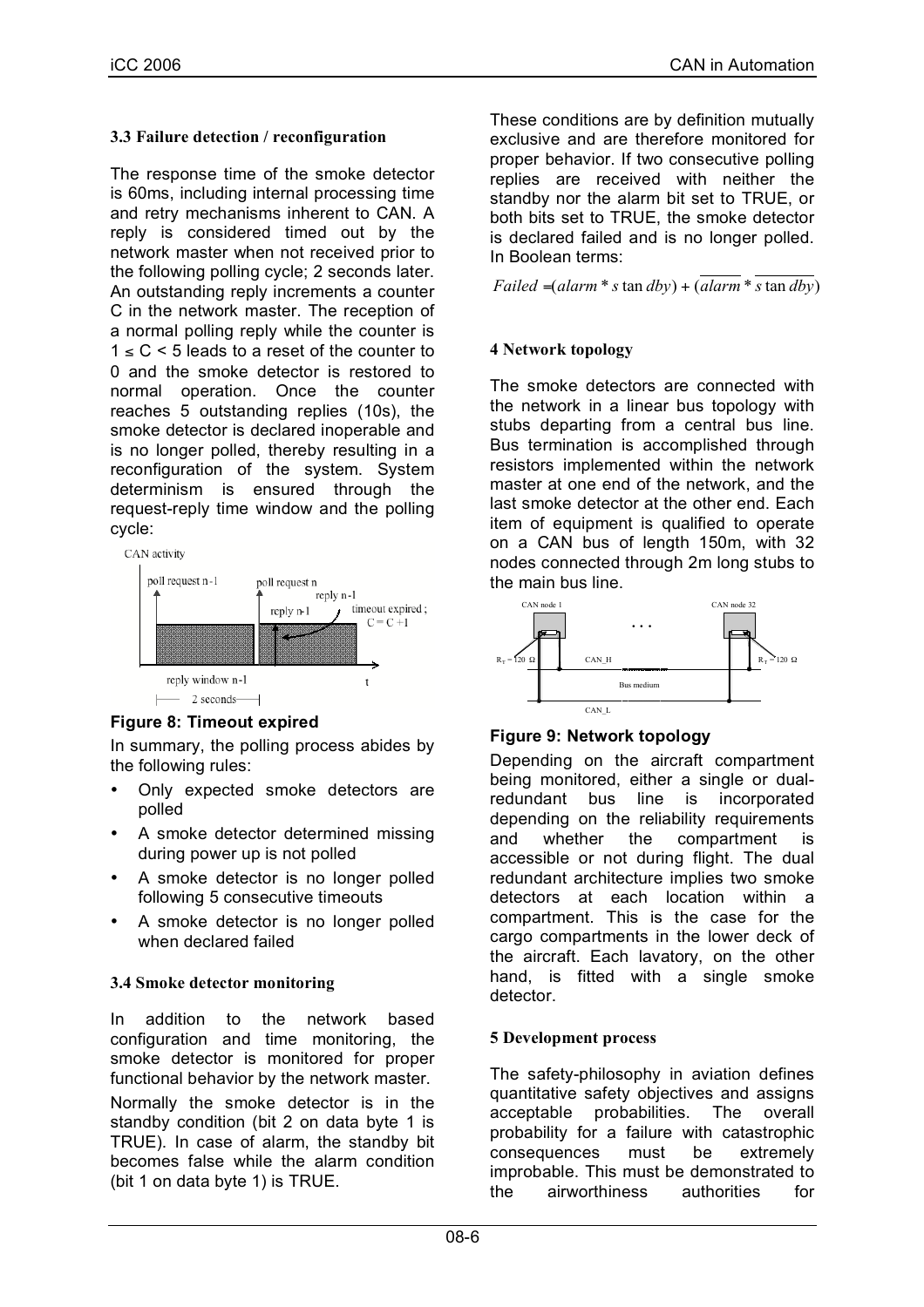### 3.3 Failure detection / reconfiguration

The response time of the smoke detector is 60ms, including internal processing time and retry mechanisms inherent to CAN. A reply is considered timed out by the network master when not received prior to the following polling cycle; 2 seconds later. An outstanding reply increments a counter C in the network master. The reception of a normal polling reply while the counter is $1 \leq C < 5$ leads to a reset of the counter to 0 and the smoke detector is restored to normal operation. Once the counter reaches 5 outstanding replies (10s), the smoke detector is declared inoperable and is no longer polled, thereby resulting in a reconfiguration of the system. System determinism is ensured through the request-reply time window and the polling cycle:

**Figure 8: Timeout expired**

In summary, the polling process abides by the following rules:

- Only expected smoke detectors are polled
- A smoke detector determined missing during power up is not polled
- A smoke detector is no longer polled following 5 consecutive timeouts
- A smoke detector is no longer polled when declared failed

### 3.4 Smoke detector monitoring

In addition to the network based configuration and time monitoring, the smoke detector is monitored for proper functional behavior by the network master.

Normally the smoke detector is in the standby condition (bit 2 on data byte 1 is TRUE). In case of alarm, the standby bit becomes false while the alarm condition (bit 1 on data byte 1) is TRUE.

These conditions are by definition mutually exclusive and are therefore monitored for proper behavior. If two consecutive polling replies are received with neither the standby nor the alarm bit set to TRUE, or both bits set to TRUE, the smoke detector is declared failed and is no longer polled. In Boolean terms:

$$Failed = (alarm * standby) + (\overline{alarm} * \overline{standby})$$

## 4 Network topology

The smoke detectors are connected with the network in a linear bus topology with stubs departing from a central bus line. Bus termination is accomplished through resistors implemented within the network master at one end of the network, and the last smoke detector at the other end. Each item of equipment is qualified to operate on a CAN bus of length 150m, with 32 nodes connected through 2m long stubs to the main bus line.

**Figure 9: Network topology**

Depending on the aircraft compartment being monitored, either a single or dual-redundant bus line is incorporated depending on the reliability requirements and whether the compartment is accessible or not during flight. The dual redundant architecture implies two smoke detectors at each location within a compartment. This is the case for the cargo compartments in the lower deck of the aircraft. Each lavatory, on the other hand, is fitted with a single smoke detector.

## 5 Development process

The safety-philosophy in aviation defines quantitative safety objectives and assigns acceptable probabilities. The overall probability for a failure with catastrophic consequences must be extremely improbable. This must be demonstrated to the airworthiness authorities for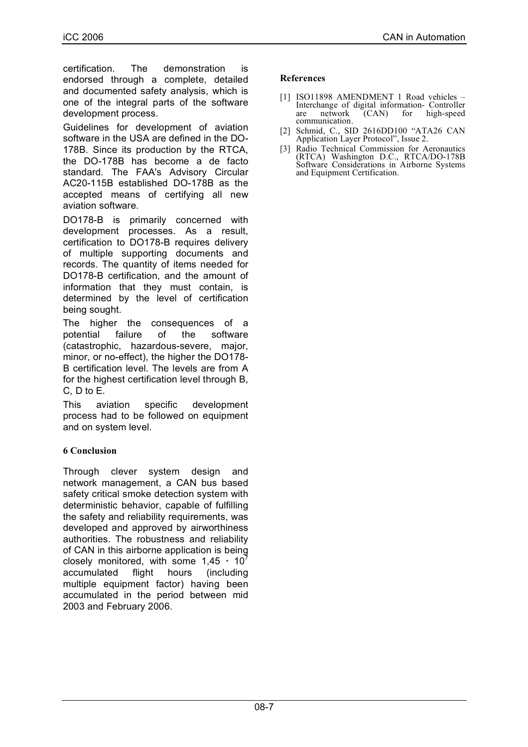certification. The demonstration is endorsed through a complete, detailed and documented safety analysis, which is one of the integral parts of the software development process.

Guidelines for development of aviation software in the USA are defined in the DO-178B. Since its production by the RTCA, the DO-178B has become a de facto standard. The FAA's Advisory Circular AC20-115B established DO-178B as the accepted means of certifying all new aviation software.

DO178-B is primarily concerned with development processes. As a result, certification to DO178-B requires delivery of multiple supporting documents and records. The quantity of items needed for DO178-B certification, and the amount of information that they must contain, is determined by the level of certification being sought.

The higher the consequences of a potential failure of the software (catastrophic, hazardous-severe, major, minor, or no-effect), the higher the DO178-B certification level. The levels are from A for the highest certification level through B, C, D to E.

This aviation specific development process had to be followed on equipment and on system level.

## 6 Conclusion

Through clever system design and network management, a CAN bus based safety critical smoke detection system with deterministic behavior, capable of fulfilling the safety and reliability requirements, was developed and approved by airworthiness authorities. The robustness and reliability of CAN in this airborne application is being closely monitored, with some $1{,}45 \cdot 10^7$ accumulated flight hours (including multiple equipment factor) having been accumulated in the period between mid 2003 and February 2006.

## References

[1] ISO11898 AMENDMENT 1 Road vehicles – Interchange of digital information- Controller are network (CAN) for high-speed communication.

[2] Schmid, C., SID 2616DD100 "ATA26 CAN Application Layer Protocol", Issue 2.

[3] Radio Technical Commission for Aeronautics (RTCA) Washington D.C., RTCA/DO-178B Software Considerations in Airborne Systems and Equipment Certification.